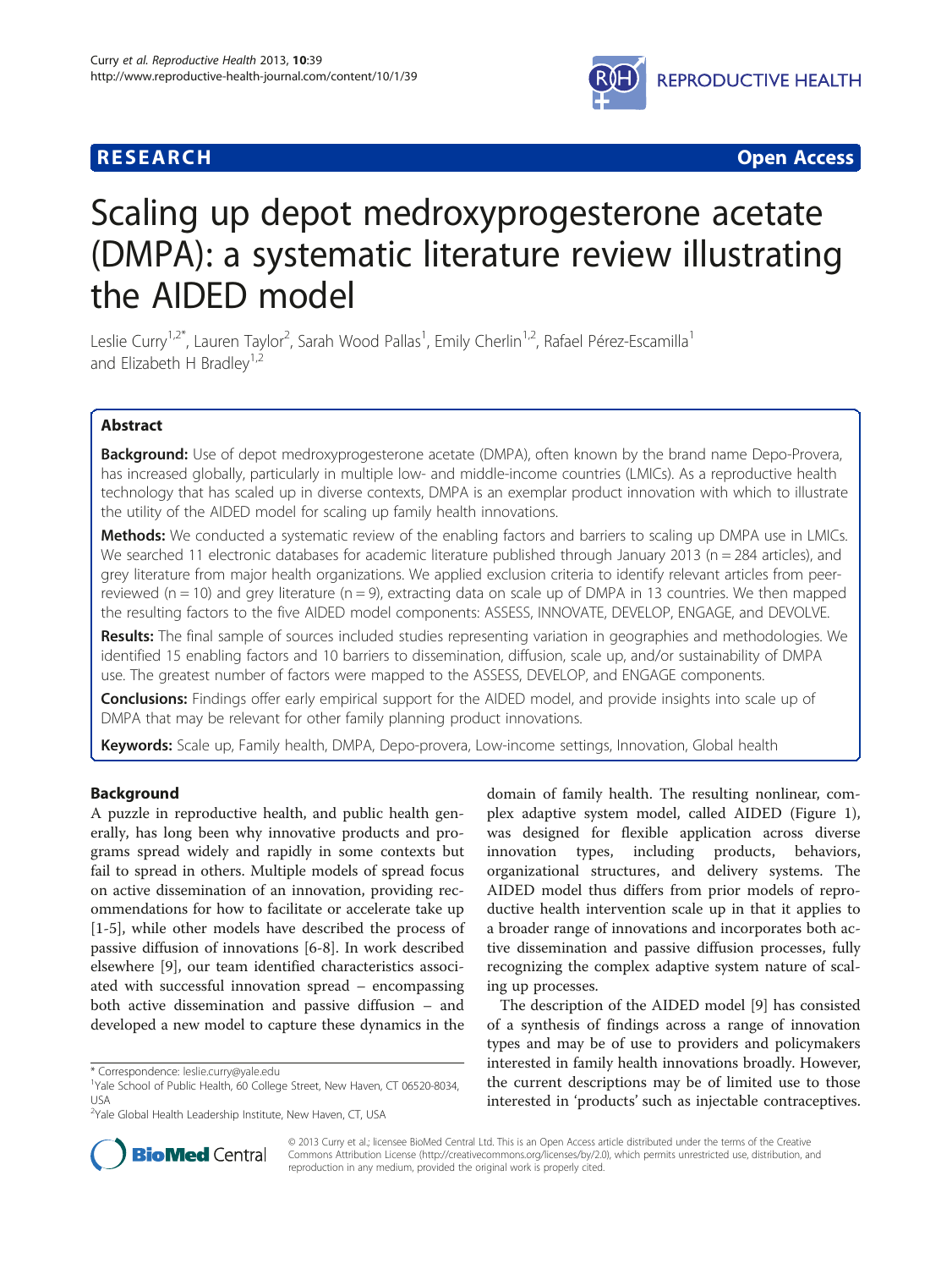**RESEARCH** **Open Access**

# Scaling up depot medroxyprogesterone acetate (DMPA): a systematic literature review illustrating the AIDED model

Leslie Curry[1,2*], Lauren Taylor[2], Sarah Wood Pallas[1], Emily Cherlin[1,2], Rafael Pérez-Escamilla[1] and Elizabeth H Bradley[1,2]

## Abstract

**Background:** Use of depot medroxyprogesterone acetate (DMPA), often known by the brand name Depo-Provera, has increased globally, particularly in multiple low- and middle-income countries (LMICs). As a reproductive health technology that has scaled up in diverse contexts, DMPA is an exemplar product innovation with which to illustrate the utility of the AIDED model for scaling up family health innovations.

**Methods:** We conducted a systematic review of the enabling factors and barriers to scaling up DMPA use in LMICs. We searched 11 electronic databases for academic literature published through January 2013 (n = 284 articles), and grey literature from major health organizations. We applied exclusion criteria to identify relevant articles from peer-reviewed (n = 10) and grey literature (n = 9), extracting data on scale up of DMPA in 13 countries. We then mapped the resulting factors to the five AIDED model components: ASSESS, INNOVATE, DEVELOP, ENGAGE, and DEVOLVE.

**Results:** The final sample of sources included studies representing variation in geographies and methodologies. We identified 15 enabling factors and 10 barriers to dissemination, diffusion, scale up, and/or sustainability of DMPA use. The greatest number of factors were mapped to the ASSESS, DEVELOP, and ENGAGE components.

**Conclusions:** Findings offer early empirical support for the AIDED model, and provide insights into scale up of DMPA that may be relevant for other family planning product innovations.

**Keywords:** Scale up, Family health, DMPA, Depo-provera, Low-income settings, Innovation, Global health

## Background

A puzzle in reproductive health, and public health generally, has long been why innovative products and programs spread widely and rapidly in some contexts but fail to spread in others. Multiple models of spread focus on active dissemination of an innovation, providing recommendations for how to facilitate or accelerate take up [1-5], while other models have described the process of passive diffusion of innovations [6-8]. In work described elsewhere [9], our team identified characteristics associated with successful innovation spread – encompassing both active dissemination and passive diffusion – and developed a new model to capture these dynamics in the domain of family health. The resulting nonlinear, complex adaptive system model, called AIDED (Figure 1), was designed for flexible application across diverse innovation types, including products, behaviors, organizational structures, and delivery systems. The AIDED model thus differs from prior models of reproductive health intervention scale up in that it applies to a broader range of innovations and incorporates both active dissemination and passive diffusion processes, fully recognizing the complex adaptive system nature of scaling up processes.

The description of the AIDED model [9] has consisted of a synthesis of findings across a range of innovation types and may be of use to providers and policymakers interested in family health innovations broadly. However, the current descriptions may be of limited use to those interested in 'products' such as injectable contraceptives.

\* Correspondence: leslie.curry@yale.edu
[1]Yale School of Public Health, 60 College Street, New Haven, CT 06520-8034, USA
[2]Yale Global Health Leadership Institute, New Haven, CT, USA

© 2013 Curry et al.; licensee BioMed Central Ltd. This is an Open Access article distributed under the terms of the Creative Commons Attribution License (http://creativecommons.org/licenses/by/2.0), which permits unrestricted use, distribution, and reproduction in any medium, provided the original work is properly cited.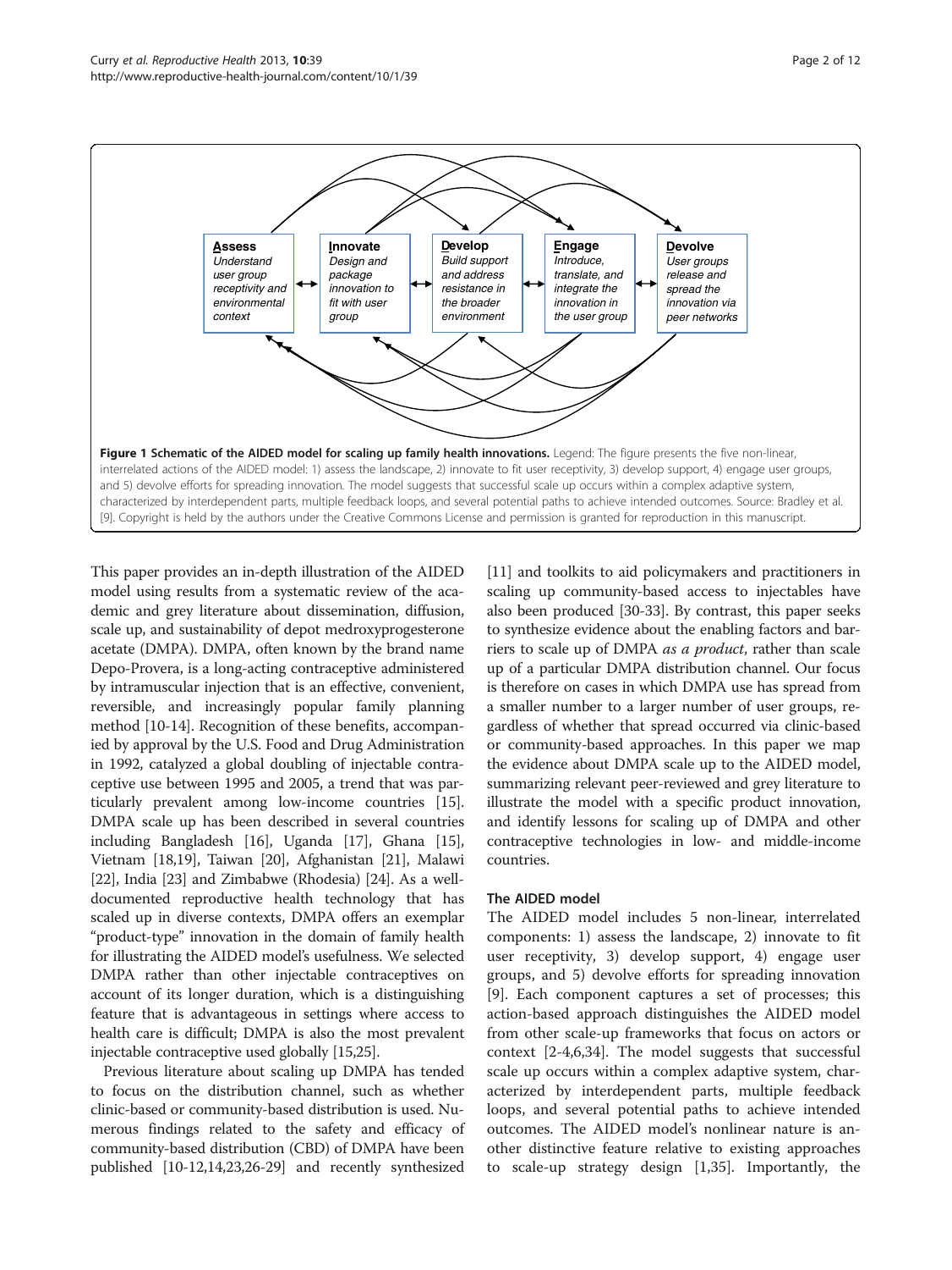**Assess** Understand user group receptivity and environmental context

**Innovate** Design and package innovation to fit with user group

**Develop** Build support and address resistance in the broader environment

**Engage** Introduce, translate, and integrate the innovation in the user group

**Devolve** User groups release and spread the innovation via peer networks

**Figure 1 Schematic of the AIDED model for scaling up family health innovations.** Legend: The figure presents the five non-linear, interrelated actions of the AIDED model: 1) assess the landscape, 2) innovate to fit user receptivity, 3) develop support, 4) engage user groups, and 5) devolve efforts for spreading innovation. The model suggests that successful scale up occurs within a complex adaptive system, characterized by interdependent parts, multiple feedback loops, and several potential paths to achieve intended outcomes. Source: Bradley et al. [9]. Copyright is held by the authors under the Creative Commons License and permission is granted for reproduction in this manuscript.

This paper provides an in-depth illustration of the AIDED model using results from a systematic review of the academic and grey literature about dissemination, diffusion, scale up, and sustainability of depot medroxyprogesterone acetate (DMPA). DMPA, often known by the brand name Depo-Provera, is a long-acting contraceptive administered by intramuscular injection that is an effective, convenient, reversible, and increasingly popular family planning method [10-14]. Recognition of these benefits, accompanied by approval by the U.S. Food and Drug Administration in 1992, catalyzed a global doubling of injectable contraceptive use between 1995 and 2005, a trend that was particularly prevalent among low-income countries [15]. DMPA scale up has been described in several countries including Bangladesh [16], Uganda [17], Ghana [15], Vietnam [18,19], Taiwan [20], Afghanistan [21], Malawi [22], India [23] and Zimbabwe (Rhodesia) [24]. As a well-documented reproductive health technology that has scaled up in diverse contexts, DMPA offers an exemplar "product-type" innovation in the domain of family health for illustrating the AIDED model's usefulness. We selected DMPA rather than other injectable contraceptives on account of its longer duration, which is a distinguishing feature that is advantageous in settings where access to health care is difficult; DMPA is also the most prevalent injectable contraceptive used globally [15,25].

Previous literature about scaling up DMPA has tended to focus on the distribution channel, such as whether clinic-based or community-based distribution is used. Numerous findings related to the safety and efficacy of community-based distribution (CBD) of DMPA have been published [10-12,14,23,26-29] and recently synthesized [11] and toolkits to aid policymakers and practitioners in scaling up community-based access to injectables have also been produced [30-33]. By contrast, this paper seeks to synthesize evidence about the enabling factors and barriers to scale up of DMPA *as a product*, rather than scale up of a particular DMPA distribution channel. Our focus is therefore on cases in which DMPA use has spread from a smaller number to a larger number of user groups, regardless of whether that spread occurred via clinic-based or community-based approaches. In this paper we map the evidence about DMPA scale up to the AIDED model, summarizing relevant peer-reviewed and grey literature to illustrate the model with a specific product innovation, and identify lessons for scaling up of DMPA and other contraceptive technologies in low- and middle-income countries.

### The AIDED model

The AIDED model includes 5 non-linear, interrelated components: 1) assess the landscape, 2) innovate to fit user receptivity, 3) develop support, 4) engage user groups, and 5) devolve efforts for spreading innovation [9]. Each component captures a set of processes; this action-based approach distinguishes the AIDED model from other scale-up frameworks that focus on actors or context [2-4,6,34]. The model suggests that successful scale up occurs within a complex adaptive system, characterized by interdependent parts, multiple feedback loops, and several potential paths to achieve intended outcomes. The AIDED model's nonlinear nature is another distinctive feature relative to existing approaches to scale-up strategy design [1,35]. Importantly, the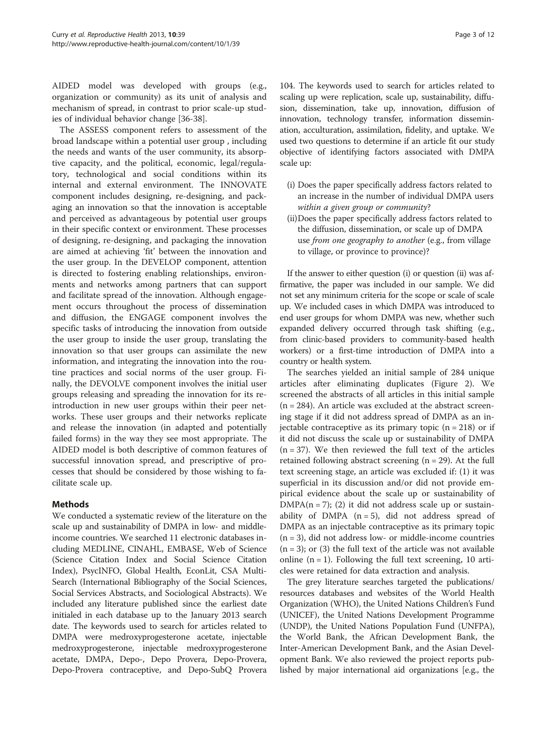AIDED model was developed with groups (e.g., organization or community) as its unit of analysis and mechanism of spread, in contrast to prior scale-up studies of individual behavior change [36-38].

The ASSESS component refers to assessment of the broad landscape within a potential user group , including the needs and wants of the user community, its absorptive capacity, and the political, economic, legal/regulatory, technological and social conditions within its internal and external environment. The INNOVATE component includes designing, re-designing, and packaging an innovation so that the innovation is acceptable and perceived as advantageous by potential user groups in their specific context or environment. These processes of designing, re-designing, and packaging the innovation are aimed at achieving 'fit' between the innovation and the user group. In the DEVELOP component, attention is directed to fostering enabling relationships, environments and networks among partners that can support and facilitate spread of the innovation. Although engagement occurs throughout the process of dissemination and diffusion, the ENGAGE component involves the specific tasks of introducing the innovation from outside the user group to inside the user group, translating the innovation so that user groups can assimilate the new information, and integrating the innovation into the routine practices and social norms of the user group. Finally, the DEVOLVE component involves the initial user groups releasing and spreading the innovation for its reintroduction in new user groups within their peer networks. These user groups and their networks replicate and release the innovation (in adapted and potentially failed forms) in the way they see most appropriate. The AIDED model is both descriptive of common features of successful innovation spread, and prescriptive of processes that should be considered by those wishing to facilitate scale up.

## Methods

We conducted a systematic review of the literature on the scale up and sustainability of DMPA in low- and middle-income countries. We searched 11 electronic databases including MEDLINE, CINAHL, EMBASE, Web of Science (Science Citation Index and Social Science Citation Index), PsycINFO, Global Health, EconLit, CSA Multi-Search (International Bibliography of the Social Sciences, Social Services Abstracts, and Sociological Abstracts). We included any literature published since the earliest date initialed in each database up to the January 2013 search date. The keywords used to search for articles related to DMPA were medroxyprogesterone acetate, injectable medroxyprogesterone, injectable medroxyprogesterone acetate, DMPA, Depo-, Depo Provera, Depo-Provera, Depo-Provera contraceptive, and Depo-SubQ Provera 104. The keywords used to search for articles related to scaling up were replication, scale up, sustainability, diffusion, dissemination, take up, innovation, diffusion of innovation, technology transfer, information dissemination, acculturation, assimilation, fidelity, and uptake. We used two questions to determine if an article fit our study objective of identifying factors associated with DMPA scale up:

(i) Does the paper specifically address factors related to an increase in the number of individual DMPA users *within a given group or community*?

(ii) Does the paper specifically address factors related to the diffusion, dissemination, or scale up of DMPA use *from one geography to another* (e.g., from village to village, or province to province)?

If the answer to either question (i) or question (ii) was affirmative, the paper was included in our sample. We did not set any minimum criteria for the scope or scale of scale up. We included cases in which DMPA was introduced to end user groups for whom DMPA was new, whether such expanded delivery occurred through task shifting (e.g., from clinic-based providers to community-based health workers) or a first-time introduction of DMPA into a country or health system.

The searches yielded an initial sample of 284 unique articles after eliminating duplicates (Figure 2). We screened the abstracts of all articles in this initial sample (n = 284). An article was excluded at the abstract screening stage if it did not address spread of DMPA as an injectable contraceptive as its primary topic (n = 218) or if it did not discuss the scale up or sustainability of DMPA (n = 37). We then reviewed the full text of the articles retained following abstract screening (n = 29). At the full text screening stage, an article was excluded if: (1) it was superficial in its discussion and/or did not provide empirical evidence about the scale up or sustainability of DMPA(n = 7); (2) it did not address scale up or sustainability of DMPA (n = 5), did not address spread of DMPA as an injectable contraceptive as its primary topic (n = 3), did not address low- or middle-income countries (n = 3); or (3) the full text of the article was not available online (n = 1). Following the full text screening, 10 articles were retained for data extraction and analysis.

The grey literature searches targeted the publications/resources databases and websites of the World Health Organization (WHO), the United Nations Children's Fund (UNICEF), the United Nations Development Programme (UNDP), the United Nations Population Fund (UNFPA), the World Bank, the African Development Bank, the Inter-American Development Bank, and the Asian Development Bank. We also reviewed the project reports published by major international aid organizations [e.g., the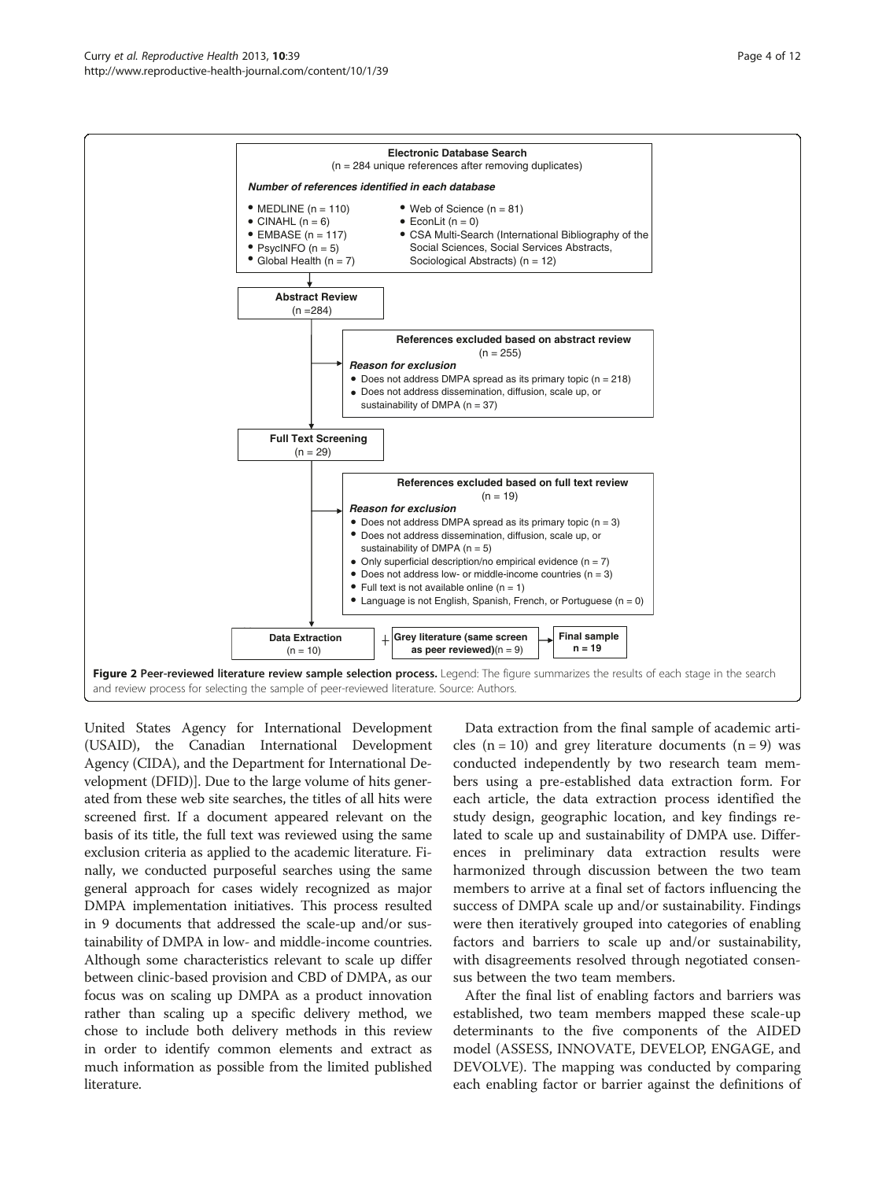**Electronic Database Search**
(n = 284 unique references after removing duplicates)

***Number of references identified in each database***

- MEDLINE (n = 110)
- CINAHL (n = 6)
- EMBASE (n = 117)
- PsycINFO (n = 5)
- Global Health (n = 7)
- Web of Science (n = 81)
- EconLit (n = 0)
- CSA Multi-Search (International Bibliography of the Social Sciences, Social Services Abstracts, Sociological Abstracts) (n = 12)

**Abstract Review**
(n =284)

**References excluded based on abstract review**
(n = 255)

***Reason for exclusion***

- Does not address DMPA spread as its primary topic (n = 218)
- Does not address dissemination, diffusion, scale up, or sustainability of DMPA (n = 37)

**Full Text Screening**
(n = 29)

**References excluded based on full text review**
(n = 19)

***Reason for exclusion***

- Does not address DMPA spread as its primary topic (n = 3)
- Does not address dissemination, diffusion, scale up, or sustainability of DMPA (n = 5)
- Only superficial description/no empirical evidence (n = 7)
- Does not address low- or middle-income countries (n = 3)
- Full text is not available online (n = 1)
- Language is not English, Spanish, French, or Portuguese (n = 0)

**Data Extraction** (n = 10) + **Grey literature (same screen as peer reviewed)**(n = 9) → **Final sample n = 19**

**Figure 2 Peer-reviewed literature review sample selection process.** Legend: The figure summarizes the results of each stage in the search and review process for selecting the sample of peer-reviewed literature. Source: Authors.

United States Agency for International Development (USAID), the Canadian International Development Agency (CIDA), and the Department for International Development (DFID)]. Due to the large volume of hits generated from these web site searches, the titles of all hits were screened first. If a document appeared relevant on the basis of its title, the full text was reviewed using the same exclusion criteria as applied to the academic literature. Finally, we conducted purposeful searches using the same general approach for cases widely recognized as major DMPA implementation initiatives. This process resulted in 9 documents that addressed the scale-up and/or sustainability of DMPA in low- and middle-income countries. Although some characteristics relevant to scale up differ between clinic-based provision and CBD of DMPA, as our focus was on scaling up DMPA as a product innovation rather than scaling up a specific delivery method, we chose to include both delivery methods in this review in order to identify common elements and extract as much information as possible from the limited published literature.

Data extraction from the final sample of academic articles (n = 10) and grey literature documents (n = 9) was conducted independently by two research team members using a pre-established data extraction form. For each article, the data extraction process identified the study design, geographic location, and key findings related to scale up and sustainability of DMPA use. Differences in preliminary data extraction results were harmonized through discussion between the two team members to arrive at a final set of factors influencing the success of DMPA scale up and/or sustainability. Findings were then iteratively grouped into categories of enabling factors and barriers to scale up and/or sustainability, with disagreements resolved through negotiated consensus between the two team members.

After the final list of enabling factors and barriers was established, two team members mapped these scale-up determinants to the five components of the AIDED model (ASSESS, INNOVATE, DEVELOP, ENGAGE, and DEVOLVE). The mapping was conducted by comparing each enabling factor or barrier against the definitions of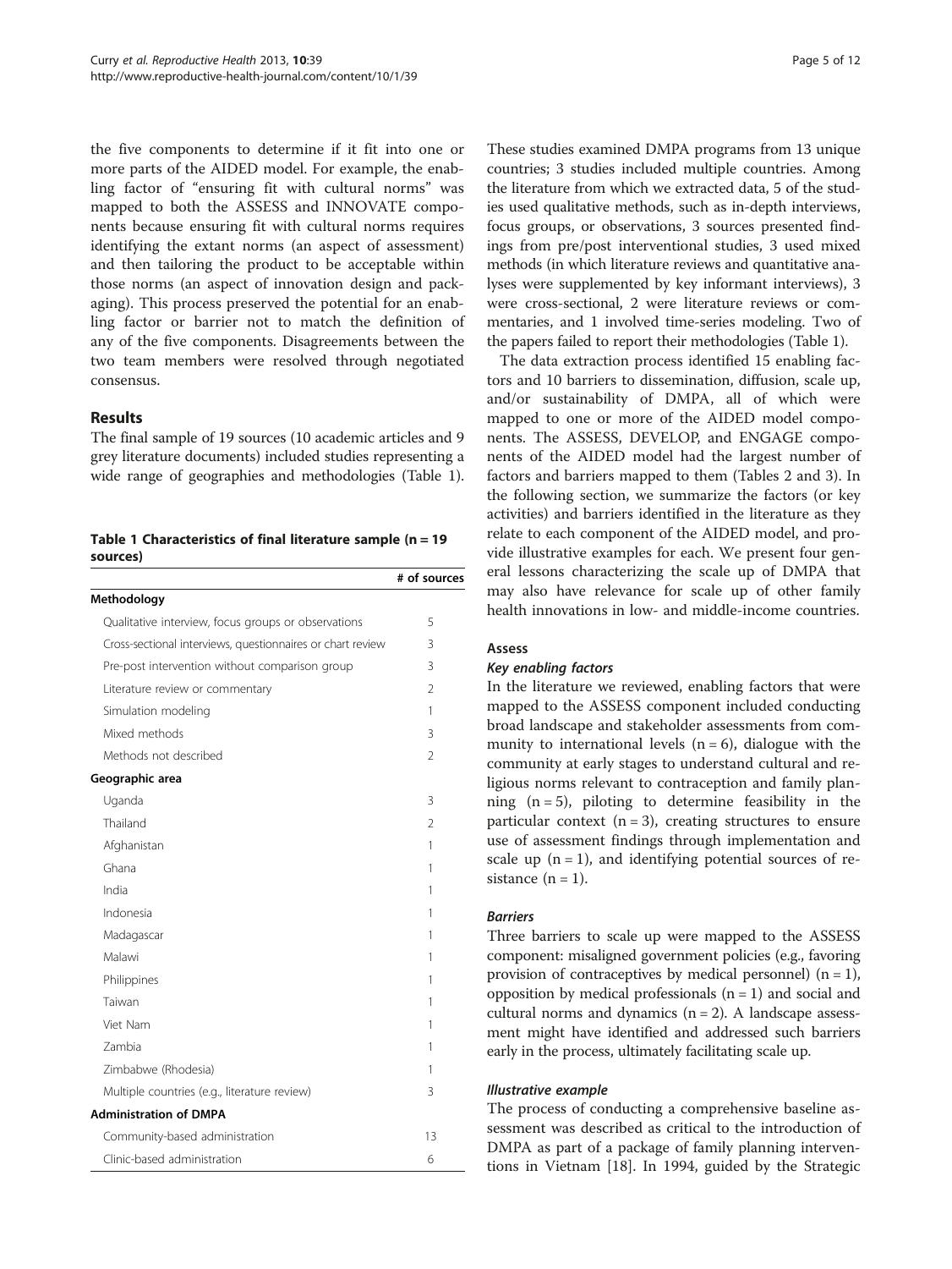the five components to determine if it fit into one or more parts of the AIDED model. For example, the enabling factor of "ensuring fit with cultural norms" was mapped to both the ASSESS and INNOVATE components because ensuring fit with cultural norms requires identifying the extant norms (an aspect of assessment) and then tailoring the product to be acceptable within those norms (an aspect of innovation design and packaging). This process preserved the potential for an enabling factor or barrier not to match the definition of any of the five components. Disagreements between the two team members were resolved through negotiated consensus.

## Results

The final sample of 19 sources (10 academic articles and 9 grey literature documents) included studies representing a wide range of geographies and methodologies (Table 1).

**Table 1 Characteristics of final literature sample (n = 19 sources)**

| | # of sources |
|---|---|
| **Methodology** | |
| Qualitative interview, focus groups or observations | 5 |
| Cross-sectional interviews, questionnaires or chart review | 3 |
| Pre-post intervention without comparison group | 3 |
| Literature review or commentary | 2 |
| Simulation modeling | 1 |
| Mixed methods | 3 |
| Methods not described | 2 |
| **Geographic area** | |
| Uganda | 3 |
| Thailand | 2 |
| Afghanistan | 1 |
| Ghana | 1 |
| India | 1 |
| Indonesia | 1 |
| Madagascar | 1 |
| Malawi | 1 |
| Philippines | 1 |
| Taiwan | 1 |
| Viet Nam | 1 |
| Zambia | 1 |
| Zimbabwe (Rhodesia) | 1 |
| Multiple countries (e.g., literature review) | 3 |
| **Administration of DMPA** | |
| Community-based administration | 13 |
| Clinic-based administration | 6 |

These studies examined DMPA programs from 13 unique countries; 3 studies included multiple countries. Among the literature from which we extracted data, 5 of the studies used qualitative methods, such as in-depth interviews, focus groups, or observations, 3 sources presented findings from pre/post interventional studies, 3 used mixed methods (in which literature reviews and quantitative analyses were supplemented by key informant interviews), 3 were cross-sectional, 2 were literature reviews or commentaries, and 1 involved time-series modeling. Two of the papers failed to report their methodologies (Table 1).

The data extraction process identified 15 enabling factors and 10 barriers to dissemination, diffusion, scale up, and/or sustainability of DMPA, all of which were mapped to one or more of the AIDED model components. The ASSESS, DEVELOP, and ENGAGE components of the AIDED model had the largest number of factors and barriers mapped to them (Tables 2 and 3). In the following section, we summarize the factors (or key activities) and barriers identified in the literature as they relate to each component of the AIDED model, and provide illustrative examples for each. We present four general lessons characterizing the scale up of DMPA that may also have relevance for scale up of other family health innovations in low- and middle-income countries.

### Assess

#### *Key enabling factors*

In the literature we reviewed, enabling factors that were mapped to the ASSESS component included conducting broad landscape and stakeholder assessments from community to international levels (n = 6), dialogue with the community at early stages to understand cultural and religious norms relevant to contraception and family planning (n = 5), piloting to determine feasibility in the particular context (n = 3), creating structures to ensure use of assessment findings through implementation and scale up (n = 1), and identifying potential sources of resistance (n = 1).

#### *Barriers*

Three barriers to scale up were mapped to the ASSESS component: misaligned government policies (e.g., favoring provision of contraceptives by medical personnel) (n = 1), opposition by medical professionals (n = 1) and social and cultural norms and dynamics (n = 2). A landscape assessment might have identified and addressed such barriers early in the process, ultimately facilitating scale up.

#### *Illustrative example*

The process of conducting a comprehensive baseline assessment was described as critical to the introduction of DMPA as part of a package of family planning interventions in Vietnam [18]. In 1994, guided by the Strategic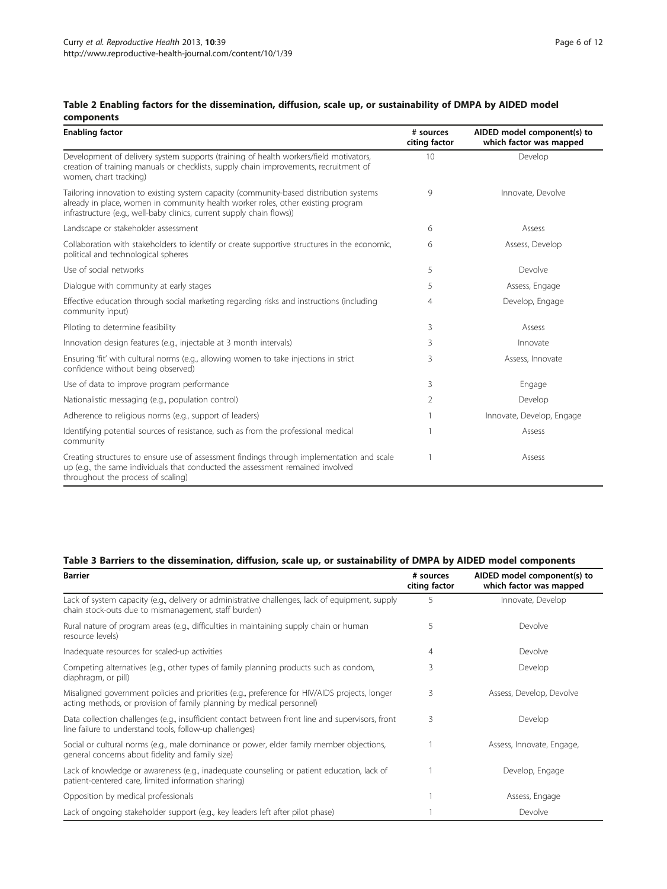**Table 2 Enabling factors for the dissemination, diffusion, scale up, or sustainability of DMPA by AIDED model components**

| Enabling factor | # sources citing factor | AIDED model component(s) to which factor was mapped |
|---|---|---|
| Development of delivery system supports (training of health workers/field motivators, creation of training manuals or checklists, supply chain improvements, recruitment of women, chart tracking) | 10 | Develop |
| Tailoring innovation to existing system capacity (community-based distribution systems already in place, women in community health worker roles, other existing program infrastructure (e.g., well-baby clinics, current supply chain flows)) | 9 | Innovate, Devolve |
| Landscape or stakeholder assessment | 6 | Assess |
| Collaboration with stakeholders to identify or create supportive structures in the economic, political and technological spheres | 6 | Assess, Develop |
| Use of social networks | 5 | Devolve |
| Dialogue with community at early stages | 5 | Assess, Engage |
| Effective education through social marketing regarding risks and instructions (including community input) | 4 | Develop, Engage |
| Piloting to determine feasibility | 3 | Assess |
| Innovation design features (e.g., injectable at 3 month intervals) | 3 | Innovate |
| Ensuring 'fit' with cultural norms (e.g., allowing women to take injections in strict confidence without being observed) | 3 | Assess, Innovate |
| Use of data to improve program performance | 3 | Engage |
| Nationalistic messaging (e.g., population control) | 2 | Develop |
| Adherence to religious norms (e.g., support of leaders) | 1 | Innovate, Develop, Engage |
| Identifying potential sources of resistance, such as from the professional medical community | 1 | Assess |
| Creating structures to ensure use of assessment findings through implementation and scale up (e.g., the same individuals that conducted the assessment remained involved throughout the process of scaling) | 1 | Assess |

**Table 3 Barriers to the dissemination, diffusion, scale up, or sustainability of DMPA by AIDED model components**

| Barrier | # sources citing factor | AIDED model component(s) to which factor was mapped |
|---|---|---|
| Lack of system capacity (e.g., delivery or administrative challenges, lack of equipment, supply chain stock-outs due to mismanagement, staff burden) | 5 | Innovate, Develop |
| Rural nature of program areas (e.g., difficulties in maintaining supply chain or human resource levels) | 5 | Devolve |
| Inadequate resources for scaled-up activities | 4 | Devolve |
| Competing alternatives (e.g., other types of family planning products such as condom, diaphragm, or pill) | 3 | Develop |
| Misaligned government policies and priorities (e.g., preference for HIV/AIDS projects, longer acting methods, or provision of family planning by medical personnel) | 3 | Assess, Develop, Devolve |
| Data collection challenges (e.g., insufficient contact between front line and supervisors, front line failure to understand tools, follow-up challenges) | 3 | Develop |
| Social or cultural norms (e.g., male dominance or power, elder family member objections, general concerns about fidelity and family size) | 1 | Assess, Innovate, Engage, |
| Lack of knowledge or awareness (e.g., inadequate counseling or patient education, lack of patient-centered care, limited information sharing) | 1 | Develop, Engage |
| Opposition by medical professionals | 1 | Assess, Engage |
| Lack of ongoing stakeholder support (e.g., key leaders left after pilot phase) | 1 | Devolve |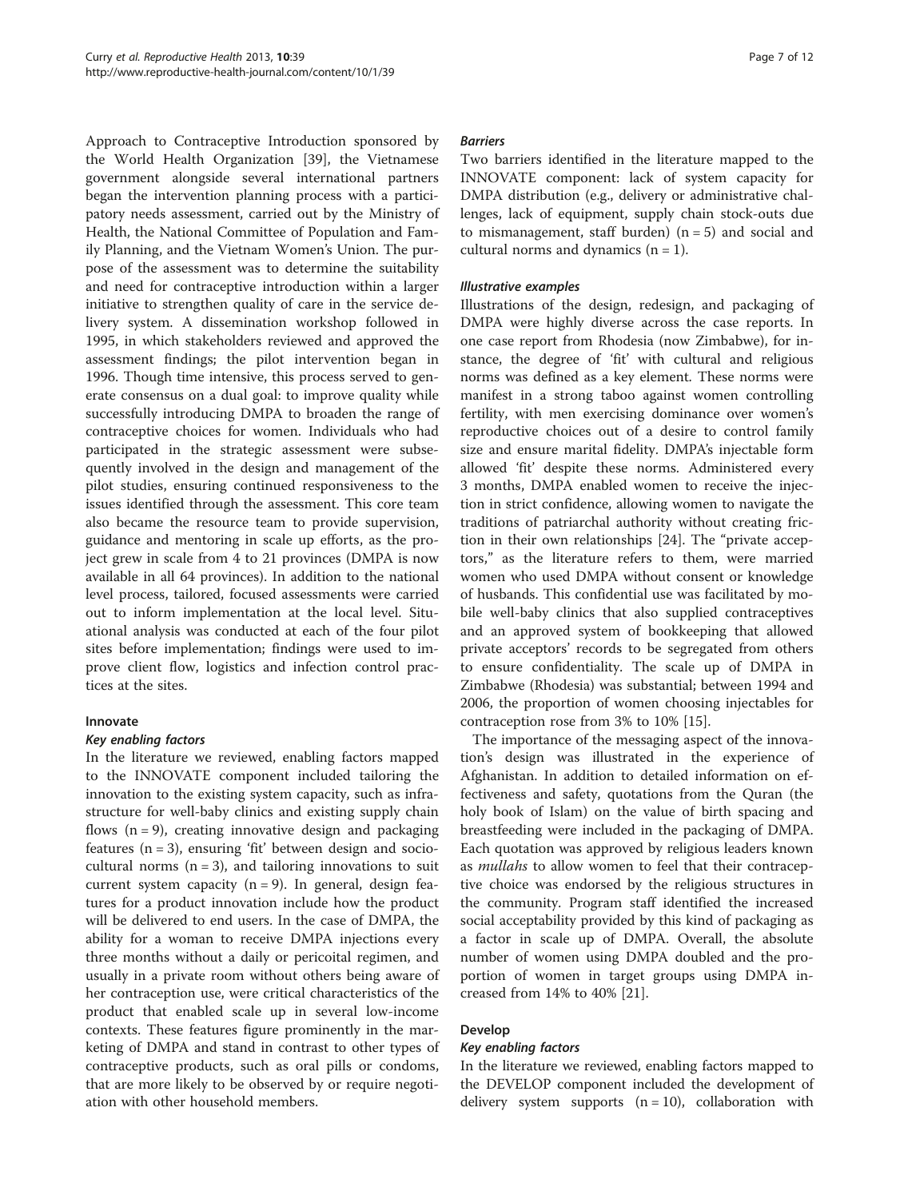Approach to Contraceptive Introduction sponsored by the World Health Organization [39], the Vietnamese government alongside several international partners began the intervention planning process with a participatory needs assessment, carried out by the Ministry of Health, the National Committee of Population and Family Planning, and the Vietnam Women's Union. The purpose of the assessment was to determine the suitability and need for contraceptive introduction within a larger initiative to strengthen quality of care in the service delivery system. A dissemination workshop followed in 1995, in which stakeholders reviewed and approved the assessment findings; the pilot intervention began in 1996. Though time intensive, this process served to generate consensus on a dual goal: to improve quality while successfully introducing DMPA to broaden the range of contraceptive choices for women. Individuals who had participated in the strategic assessment were subsequently involved in the design and management of the pilot studies, ensuring continued responsiveness to the issues identified through the assessment. This core team also became the resource team to provide supervision, guidance and mentoring in scale up efforts, as the project grew in scale from 4 to 21 provinces (DMPA is now available in all 64 provinces). In addition to the national level process, tailored, focused assessments were carried out to inform implementation at the local level. Situational analysis was conducted at each of the four pilot sites before implementation; findings were used to improve client flow, logistics and infection control practices at the sites.

### Innovate

#### *Key enabling factors*

In the literature we reviewed, enabling factors mapped to the INNOVATE component included tailoring the innovation to the existing system capacity, such as infrastructure for well-baby clinics and existing supply chain flows (n = 9), creating innovative design and packaging features (n = 3), ensuring 'fit' between design and sociocultural norms (n = 3), and tailoring innovations to suit current system capacity (n = 9). In general, design features for a product innovation include how the product will be delivered to end users. In the case of DMPA, the ability for a woman to receive DMPA injections every three months without a daily or pericoital regimen, and usually in a private room without others being aware of her contraception use, were critical characteristics of the product that enabled scale up in several low-income contexts. These features figure prominently in the marketing of DMPA and stand in contrast to other types of contraceptive products, such as oral pills or condoms, that are more likely to be observed by or require negotiation with other household members.

#### *Barriers*

Two barriers identified in the literature mapped to the INNOVATE component: lack of system capacity for DMPA distribution (e.g., delivery or administrative challenges, lack of equipment, supply chain stock-outs due to mismanagement, staff burden) (n = 5) and social and cultural norms and dynamics (n = 1).

#### *Illustrative examples*

Illustrations of the design, redesign, and packaging of DMPA were highly diverse across the case reports. In one case report from Rhodesia (now Zimbabwe), for instance, the degree of 'fit' with cultural and religious norms was defined as a key element. These norms were manifest in a strong taboo against women controlling fertility, with men exercising dominance over women's reproductive choices out of a desire to control family size and ensure marital fidelity. DMPA's injectable form allowed 'fit' despite these norms. Administered every 3 months, DMPA enabled women to receive the injection in strict confidence, allowing women to navigate the traditions of patriarchal authority without creating friction in their own relationships [24]. The "private acceptors," as the literature refers to them, were married women who used DMPA without consent or knowledge of husbands. This confidential use was facilitated by mobile well-baby clinics that also supplied contraceptives and an approved system of bookkeeping that allowed private acceptors' records to be segregated from others to ensure confidentiality. The scale up of DMPA in Zimbabwe (Rhodesia) was substantial; between 1994 and 2006, the proportion of women choosing injectables for contraception rose from 3% to 10% [15].

The importance of the messaging aspect of the innovation's design was illustrated in the experience of Afghanistan. In addition to detailed information on effectiveness and safety, quotations from the Quran (the holy book of Islam) on the value of birth spacing and breastfeeding were included in the packaging of DMPA. Each quotation was approved by religious leaders known as *mullahs* to allow women to feel that their contraceptive choice was endorsed by the religious structures in the community. Program staff identified the increased social acceptability provided by this kind of packaging as a factor in scale up of DMPA. Overall, the absolute number of women using DMPA doubled and the proportion of women in target groups using DMPA increased from 14% to 40% [21].

### Develop

#### *Key enabling factors*

In the literature we reviewed, enabling factors mapped to the DEVELOP component included the development of delivery system supports (n = 10), collaboration with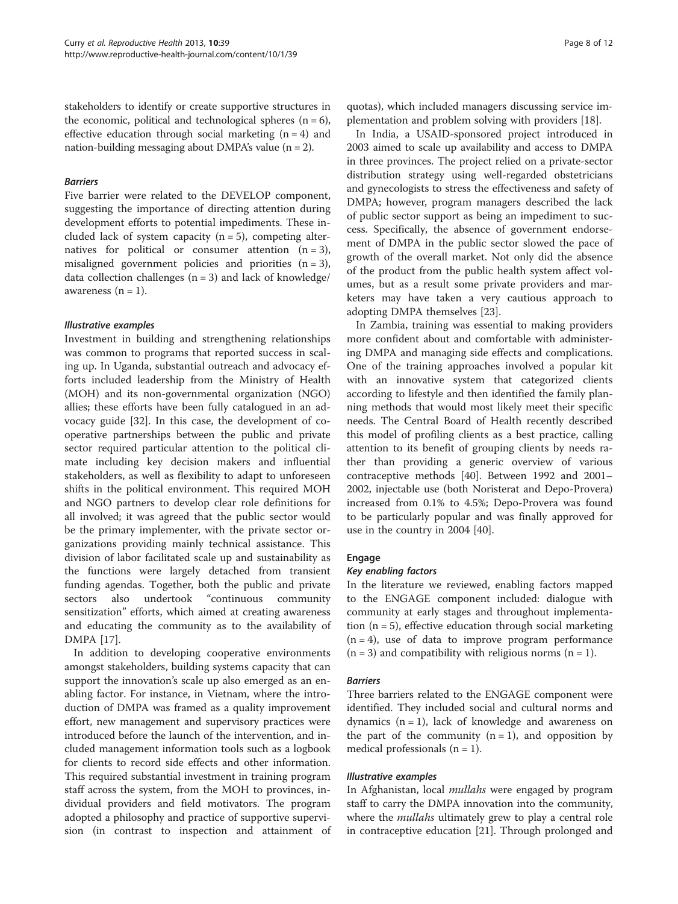stakeholders to identify or create supportive structures in the economic, political and technological spheres (n = 6), effective education through social marketing (n = 4) and nation-building messaging about DMPA's value (n = 2).

#### *Barriers*

Five barrier were related to the DEVELOP component, suggesting the importance of directing attention during development efforts to potential impediments. These included lack of system capacity (n = 5), competing alternatives for political or consumer attention (n = 3), misaligned government policies and priorities (n = 3), data collection challenges (n = 3) and lack of knowledge/awareness (n = 1).

#### *Illustrative examples*

Investment in building and strengthening relationships was common to programs that reported success in scaling up. In Uganda, substantial outreach and advocacy efforts included leadership from the Ministry of Health (MOH) and its non-governmental organization (NGO) allies; these efforts have been fully catalogued in an advocacy guide [32]. In this case, the development of cooperative partnerships between the public and private sector required particular attention to the political climate including key decision makers and influential stakeholders, as well as flexibility to adapt to unforeseen shifts in the political environment. This required MOH and NGO partners to develop clear role definitions for all involved; it was agreed that the public sector would be the primary implementer, with the private sector organizations providing mainly technical assistance. This division of labor facilitated scale up and sustainability as the functions were largely detached from transient funding agendas. Together, both the public and private sectors also undertook "continuous community sensitization" efforts, which aimed at creating awareness and educating the community as to the availability of DMPA [17].

In addition to developing cooperative environments amongst stakeholders, building systems capacity that can support the innovation's scale up also emerged as an enabling factor. For instance, in Vietnam, where the introduction of DMPA was framed as a quality improvement effort, new management and supervisory practices were introduced before the launch of the intervention, and included management information tools such as a logbook for clients to record side effects and other information. This required substantial investment in training program staff across the system, from the MOH to provinces, individual providers and field motivators. The program adopted a philosophy and practice of supportive supervision (in contrast to inspection and attainment of quotas), which included managers discussing service implementation and problem solving with providers [18].

In India, a USAID-sponsored project introduced in 2003 aimed to scale up availability and access to DMPA in three provinces. The project relied on a private-sector distribution strategy using well-regarded obstetricians and gynecologists to stress the effectiveness and safety of DMPA; however, program managers described the lack of public sector support as being an impediment to success. Specifically, the absence of government endorsement of DMPA in the public sector slowed the pace of growth of the overall market. Not only did the absence of the product from the public health system affect volumes, but as a result some private providers and marketers may have taken a very cautious approach to adopting DMPA themselves [23].

In Zambia, training was essential to making providers more confident about and comfortable with administering DMPA and managing side effects and complications. One of the training approaches involved a popular kit with an innovative system that categorized clients according to lifestyle and then identified the family planning methods that would most likely meet their specific needs. The Central Board of Health recently described this model of profiling clients as a best practice, calling attention to its benefit of grouping clients by needs rather than providing a generic overview of various contraceptive methods [40]. Between 1992 and 2001–2002, injectable use (both Noristerat and Depo-Provera) increased from 0.1% to 4.5%; Depo-Provera was found to be particularly popular and was finally approved for use in the country in 2004 [40].

### Engage

#### *Key enabling factors*

In the literature we reviewed, enabling factors mapped to the ENGAGE component included: dialogue with community at early stages and throughout implementation (n = 5), effective education through social marketing (n = 4), use of data to improve program performance (n = 3) and compatibility with religious norms (n = 1).

#### *Barriers*

Three barriers related to the ENGAGE component were identified. They included social and cultural norms and dynamics (n = 1), lack of knowledge and awareness on the part of the community (n = 1), and opposition by medical professionals (n = 1).

#### *Illustrative examples*

In Afghanistan, local *mullahs* were engaged by program staff to carry the DMPA innovation into the community, where the *mullahs* ultimately grew to play a central role in contraceptive education [21]. Through prolonged and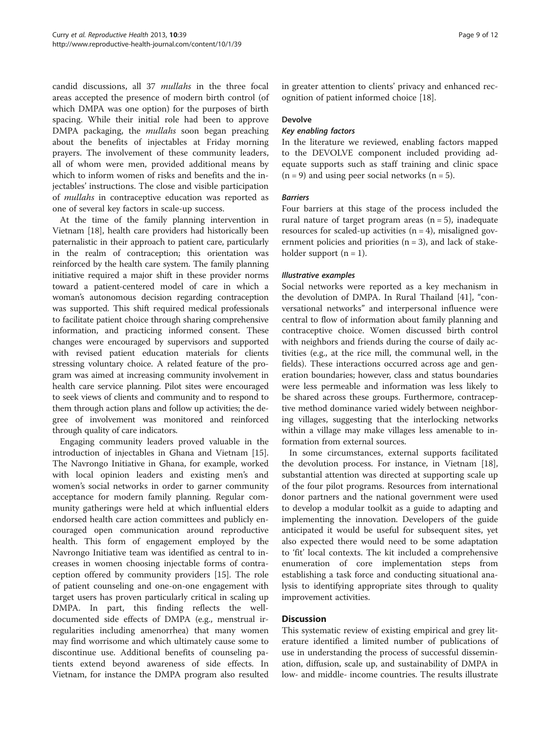candid discussions, all 37 *mullahs* in the three focal areas accepted the presence of modern birth control (of which DMPA was one option) for the purposes of birth spacing. While their initial role had been to approve DMPA packaging, the *mullahs* soon began preaching about the benefits of injectables at Friday morning prayers. The involvement of these community leaders, all of whom were men, provided additional means by which to inform women of risks and benefits and the injectables' instructions. The close and visible participation of *mullahs* in contraceptive education was reported as one of several key factors in scale-up success.

At the time of the family planning intervention in Vietnam [18], health care providers had historically been paternalistic in their approach to patient care, particularly in the realm of contraception; this orientation was reinforced by the health care system. The family planning initiative required a major shift in these provider norms toward a patient-centered model of care in which a woman's autonomous decision regarding contraception was supported. This shift required medical professionals to facilitate patient choice through sharing comprehensive information, and practicing informed consent. These changes were encouraged by supervisors and supported with revised patient education materials for clients stressing voluntary choice. A related feature of the program was aimed at increasing community involvement in health care service planning. Pilot sites were encouraged to seek views of clients and community and to respond to them through action plans and follow up activities; the degree of involvement was monitored and reinforced through quality of care indicators.

Engaging community leaders proved valuable in the introduction of injectables in Ghana and Vietnam [15]. The Navrongo Initiative in Ghana, for example, worked with local opinion leaders and existing men's and women's social networks in order to garner community acceptance for modern family planning. Regular community gatherings were held at which influential elders endorsed health care action committees and publicly encouraged open communication around reproductive health. This form of engagement employed by the Navrongo Initiative team was identified as central to increases in women choosing injectable forms of contraception offered by community providers [15]. The role of patient counseling and one-on-one engagement with target users has proven particularly critical in scaling up DMPA. In part, this finding reflects the well-documented side effects of DMPA (e.g., menstrual irregularities including amenorrhea) that many women may find worrisome and which ultimately cause some to discontinue use. Additional benefits of counseling patients extend beyond awareness of side effects. In Vietnam, for instance the DMPA program also resulted in greater attention to clients' privacy and enhanced recognition of patient informed choice [18].

### Devolve

#### *Key enabling factors*

In the literature we reviewed, enabling factors mapped to the DEVOLVE component included providing adequate supports such as staff training and clinic space (n = 9) and using peer social networks (n = 5).

#### *Barriers*

Four barriers at this stage of the process included the rural nature of target program areas (n = 5), inadequate resources for scaled-up activities (n = 4), misaligned government policies and priorities (n = 3), and lack of stakeholder support (n = 1).

#### *Illustrative examples*

Social networks were reported as a key mechanism in the devolution of DMPA. In Rural Thailand [41], "conversational networks" and interpersonal influence were central to flow of information about family planning and contraceptive choice. Women discussed birth control with neighbors and friends during the course of daily activities (e.g., at the rice mill, the communal well, in the fields). These interactions occurred across age and generation boundaries; however, class and status boundaries were less permeable and information was less likely to be shared across these groups. Furthermore, contraceptive method dominance varied widely between neighboring villages, suggesting that the interlocking networks within a village may make villages less amenable to information from external sources.

In some circumstances, external supports facilitated the devolution process. For instance, in Vietnam [18], substantial attention was directed at supporting scale up of the four pilot programs. Resources from international donor partners and the national government were used to develop a modular toolkit as a guide to adapting and implementing the innovation. Developers of the guide anticipated it would be useful for subsequent sites, yet also expected there would need to be some adaptation to 'fit' local contexts. The kit included a comprehensive enumeration of core implementation steps from establishing a task force and conducting situational analysis to identifying appropriate sites through to quality improvement activities.

## Discussion

This systematic review of existing empirical and grey literature identified a limited number of publications of use in understanding the process of successful dissemination, diffusion, scale up, and sustainability of DMPA in low- and middle- income countries. The results illustrate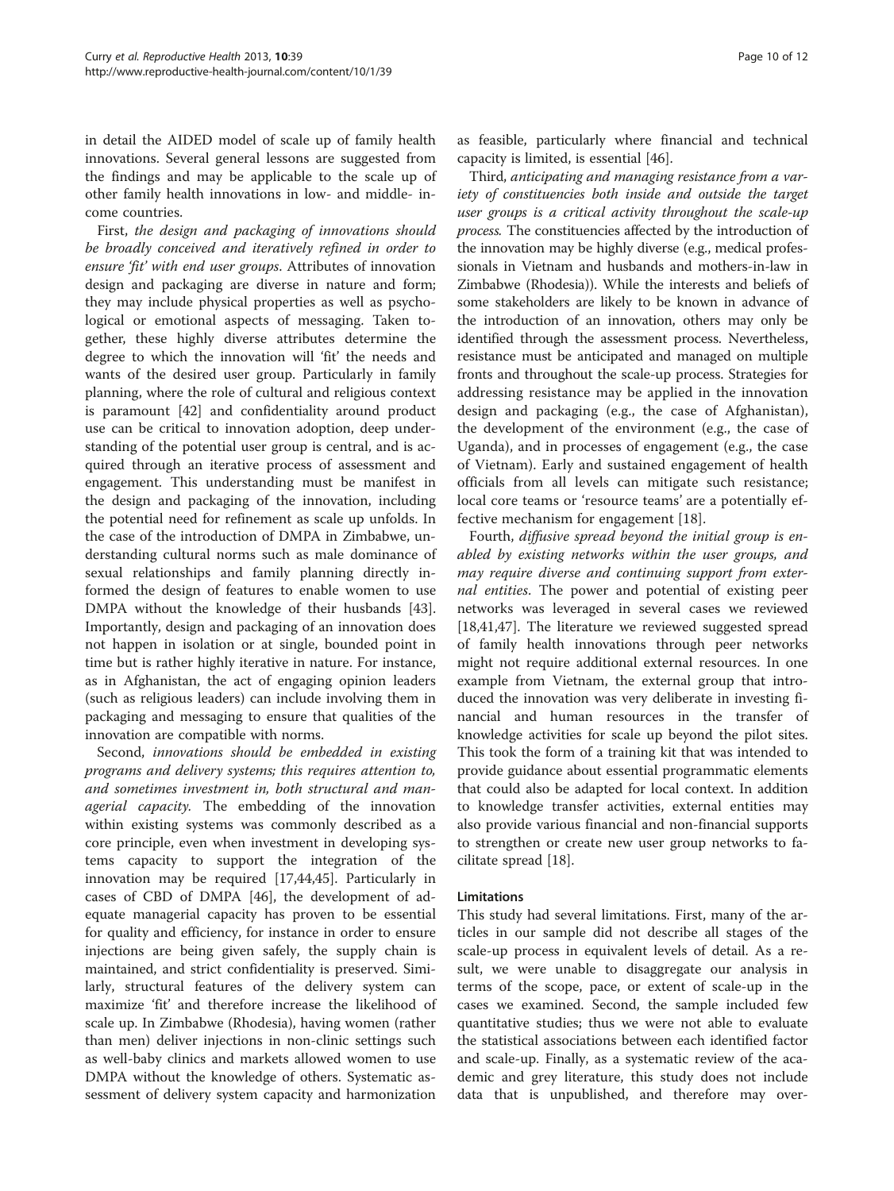in detail the AIDED model of scale up of family health innovations. Several general lessons are suggested from the findings and may be applicable to the scale up of other family health innovations in low- and middle- income countries.

First, *the design and packaging of innovations should be broadly conceived and iteratively refined in order to ensure 'fit' with end user groups*. Attributes of innovation design and packaging are diverse in nature and form; they may include physical properties as well as psychological or emotional aspects of messaging. Taken together, these highly diverse attributes determine the degree to which the innovation will 'fit' the needs and wants of the desired user group. Particularly in family planning, where the role of cultural and religious context is paramount [42] and confidentiality around product use can be critical to innovation adoption, deep understanding of the potential user group is central, and is acquired through an iterative process of assessment and engagement. This understanding must be manifest in the design and packaging of the innovation, including the potential need for refinement as scale up unfolds. In the case of the introduction of DMPA in Zimbabwe, understanding cultural norms such as male dominance of sexual relationships and family planning directly informed the design of features to enable women to use DMPA without the knowledge of their husbands [43]. Importantly, design and packaging of an innovation does not happen in isolation or at single, bounded point in time but is rather highly iterative in nature. For instance, as in Afghanistan, the act of engaging opinion leaders (such as religious leaders) can include involving them in packaging and messaging to ensure that qualities of the innovation are compatible with norms.

Second, *innovations should be embedded in existing programs and delivery systems; this requires attention to, and sometimes investment in, both structural and managerial capacity.* The embedding of the innovation within existing systems was commonly described as a core principle, even when investment in developing systems capacity to support the integration of the innovation may be required [17,44,45]. Particularly in cases of CBD of DMPA [46], the development of adequate managerial capacity has proven to be essential for quality and efficiency, for instance in order to ensure injections are being given safely, the supply chain is maintained, and strict confidentiality is preserved. Similarly, structural features of the delivery system can maximize 'fit' and therefore increase the likelihood of scale up. In Zimbabwe (Rhodesia), having women (rather than men) deliver injections in non-clinic settings such as well-baby clinics and markets allowed women to use DMPA without the knowledge of others. Systematic assessment of delivery system capacity and harmonization as feasible, particularly where financial and technical capacity is limited, is essential [46].

Third, *anticipating and managing resistance from a variety of constituencies both inside and outside the target user groups is a critical activity throughout the scale-up process.* The constituencies affected by the introduction of the innovation may be highly diverse (e.g., medical professionals in Vietnam and husbands and mothers-in-law in Zimbabwe (Rhodesia)). While the interests and beliefs of some stakeholders are likely to be known in advance of the introduction of an innovation, others may only be identified through the assessment process. Nevertheless, resistance must be anticipated and managed on multiple fronts and throughout the scale-up process. Strategies for addressing resistance may be applied in the innovation design and packaging (e.g., the case of Afghanistan), the development of the environment (e.g., the case of Uganda), and in processes of engagement (e.g., the case of Vietnam). Early and sustained engagement of health officials from all levels can mitigate such resistance; local core teams or 'resource teams' are a potentially effective mechanism for engagement [18].

Fourth, *diffusive spread beyond the initial group is enabled by existing networks within the user groups, and may require diverse and continuing support from external entities*. The power and potential of existing peer networks was leveraged in several cases we reviewed [18,41,47]. The literature we reviewed suggested spread of family health innovations through peer networks might not require additional external resources. In one example from Vietnam, the external group that introduced the innovation was very deliberate in investing financial and human resources in the transfer of knowledge activities for scale up beyond the pilot sites. This took the form of a training kit that was intended to provide guidance about essential programmatic elements that could also be adapted for local context. In addition to knowledge transfer activities, external entities may also provide various financial and non-financial supports to strengthen or create new user group networks to facilitate spread [18].

### Limitations

This study had several limitations. First, many of the articles in our sample did not describe all stages of the scale-up process in equivalent levels of detail. As a result, we were unable to disaggregate our analysis in terms of the scope, pace, or extent of scale-up in the cases we examined. Second, the sample included few quantitative studies; thus we were not able to evaluate the statistical associations between each identified factor and scale-up. Finally, as a systematic review of the academic and grey literature, this study does not include data that is unpublished, and therefore may over-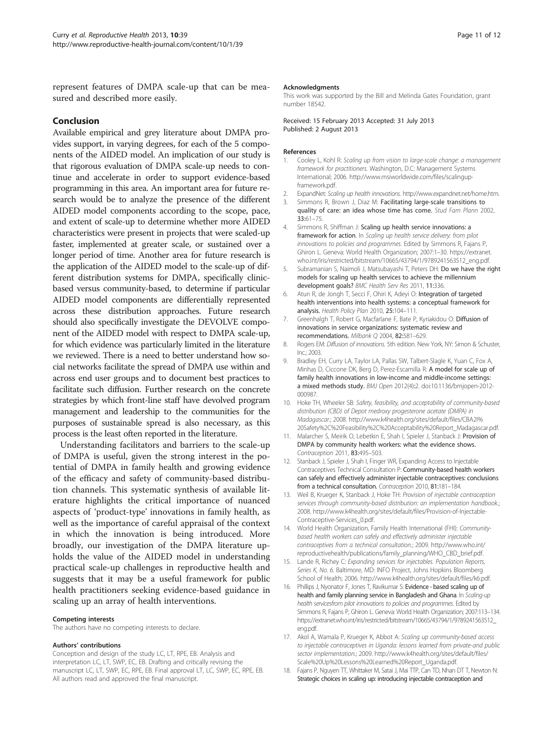represent features of DMPA scale-up that can be measured and described more easily.

## Conclusion

Available empirical and grey literature about DMPA provides support, in varying degrees, for each of the 5 components of the AIDED model. An implication of our study is that rigorous evaluation of DMPA scale-up needs to continue and accelerate in order to support evidence-based programming in this area. An important area for future research would be to analyze the presence of the different AIDED model components according to the scope, pace, and extent of scale-up to determine whether more AIDED characteristics were present in projects that were scaled-up faster, implemented at greater scale, or sustained over a longer period of time. Another area for future research is the application of the AIDED model to the scale-up of different distribution systems for DMPA, specifically clinic-based versus community-based, to determine if particular AIDED model components are differentially represented across these distribution approaches. Future research should also specifically investigate the DEVOLVE component of the AIDED model with respect to DMPA scale-up, for which evidence was particularly limited in the literature we reviewed. There is a need to better understand how social networks facilitate the spread of DMPA use within and across end user groups and to document best practices to facilitate such diffusion. Further research on the concrete strategies by which front-line staff have devolved program management and leadership to the communities for the purposes of sustainable spread is also necessary, as this process is the least often reported in the literature.

Understanding facilitators and barriers to the scale-up of DMPA is useful, given the strong interest in the potential of DMPA in family health and growing evidence of the efficacy and safety of community-based distribution channels. This systematic synthesis of available literature highlights the critical importance of nuanced aspects of 'product-type' innovations in family health, as well as the importance of careful appraisal of the context in which the innovation is being introduced. More broadly, our investigation of the DMPA literature upholds the value of the AIDED model in understanding practical scale-up challenges in reproductive health and suggests that it may be a useful framework for public health practitioners seeking evidence-based guidance in scaling up an array of health interventions.

#### Competing interests

The authors have no competing interests to declare.

#### Authors' contributions

Conception and design of the study LC, LT, RPE, EB. Analysis and interpretation LC, LT, SWP, EC, EB. Drafting and critically revising the manuscript LC, LT, SWP, EC, RPE, EB. Final approval LT, LC, SWP, EC, RPE, EB. All authors read and approved the final manuscript.

#### Acknowledgments

This work was supported by the Bill and Melinda Gates Foundation, grant number 18542.

Received: 15 February 2013 Accepted: 31 July 2013
Published: 2 August 2013

#### References

1. Cooley L, Kohl R: *Scaling up from vision to large-scale change: a management framework for practitioners.* Washington, D.C: Management Systems International; 2006. http://www.msiworldwide.com/files/scalingup-framework.pdf.
2. ExpandNet: *Scaling up health innovations.* http://www.expandnet.net/home.htm.
3. Simmons R, Brown J, Diaz M: **Facilitating large-scale transitions to quality of care: an idea whose time has come.** *Stud Fam Plann* 2002, **33:**61–75.
4. Simmons R, Shiffman J: **Scaling up health service innovations: a framework for action**. In *Scaling up health service delivery: from pilot innovations to policies and programmes.* Edited by Simmons R, Fajans P, Ghiron L. Geneva: World Health Organization; 2007:1–30. https://extranet.who.int/iris/restricted/bitstream/10665/43794/1/9789241563512_eng.pdf.
5. Subramanian S, Naimoli J, Matsubayashi T, Peters DH: **Do we have the right models for scaling up health services to achieve the millennium development goals?** *BMC Health Serv Res* 2011, **11:**336.
6. Atun R, de Jongh T, Secci F, Ohiri K, Adeyi O: **Integration of targeted health interventions into health systems: a conceptual framework for analysis.** *Health Policy Plan* 2010, **25:**104–111.
7. Greenhalgh T, Robert G, Macfarlane F, Bate P, Kyriakidou O: **Diffusion of innovations in service organizations: systematic review and recommendations.** *Milbank Q* 2004, **82:**581–629.
8. Rogers EM: *Diffusion of innovations.* 5th edition. New York, NY: Simon & Schuster, Inc.; 2003.
9. Bradley EH, Curry LA, Taylor LA, Pallas SW, Talbert-Slagle K, Yuan C, Fox A, Minhas D, Ciccone DK, Berg D, Perez-Escamilla R: **A model for scale up of family health innovations in low-income and middle-income settings: a mixed methods study.** *BMJ Open* 2012(4):2. doi:10.1136/bmjopen-2012-000987.
10. Hoke TH, Wheeler SB: *Safety, feasibility, and acceptability of community-based distribution (CBD) of Depot medroxy progesterone acetate (DMPA) in Madagascar.*; 2008. http://www.k4health.org/sites/default/files/CBA2I%20Safety%2C%20Feasibility%2C%20Acceptability%20Report_Madagascar.pdf.
11. Malarcher S, Meirik O, Lebetkin E, Shah I, Spieler J, Stanback J: **Provision of DMPA by community health workers: what the evidence shows.** *Contraception* 2011, **83:**495–503.
12. Stanback J, Spieler J, Shah I, Finger WR, Expanding Access to Injectable Contraceptives Technical Consultation P: **Community-based health workers can safely and effectively administer injectable contraceptives: conclusions from a technical consultation.** *Contraception* 2010, **81:**181–184.
13. Weil B, Krueger K, Stanback J, Hoke TH: *Provision of injectable contraception services through community-based distribution: an implementation handbook.*; 2008. http://www.k4health.org/sites/default/files/Provision-of-Injectable-Contraceptive-Services_0.pdf.
14. World Health Organization, Family Health International (FHI): *Community-based health workers can safely and effectively administer injectable contraceptives from a technical consultation.*; 2009. http://www.who.int/reproductivehealth/publications/family_planning/WHO_CBD_brief.pdf.
15. Lande R, Richey C: *Expanding services for injectables. Population Reports, Series K, No. 6.* Baltimore, MD: INFO Project, Johns Hopkins Bloomberg School of Health; 2006. http://www.k4health.org/sites/default/files/k6.pdf.
16. Phillips J, Nyonator F, Jones T, Ravikumar S: **Evidence - based scaling up of health and family planning service in Bangladesh and Ghana**. In *Scaling-up health servicesfrom pilot innovations to policies and programmes.* Edited by Simmons R, Fajans P, Ghiron L. Geneva: World Health Organization; 2007:113–134. https://extranet.who.int/iris/restricted/bitstream/10665/43794/1/9789241563512_eng.pdf.
17. Akol A, Wamala P, Krueger K, Abbot A: *Scaling up community-based access to injectable contraceptives in Uganda: lessons learned from private-and public sector implementation.*; 2009. http://www.k4health.org/sites/default/files/Scale%20Up%20Lessons%20Learned%20Report_Uganda.pdf.
18. Fajans P, Nguyen TT, Whittaker M, Satai J, Mai TTP, Can TD, Nhan DT T, Newton N: **Strategic choices in scaling up: introducing injectable contraception and**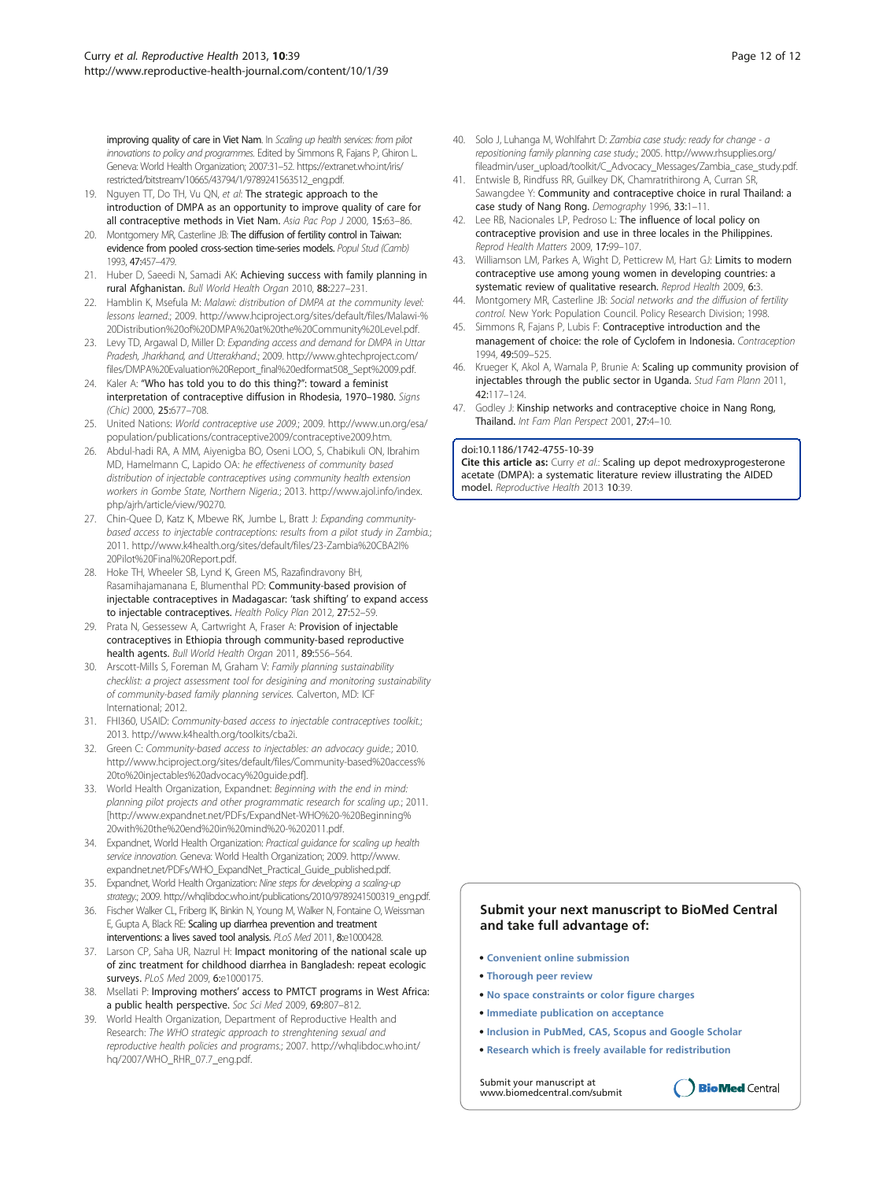improving quality of care in Viet Nam. In *Scaling up health services: from pilot innovations to policy and programmes.* Edited by Simmons R, Fajans P, Ghiron L. Geneva: World Health Organization; 2007:31–52. https://extranet.who.int/iris/restricted/bitstream/10665/43794/1/9789241563512_eng.pdf.

19. Nguyen TT, Do TH, Vu QN, *et al*: **The strategic approach to the introduction of DMPA as an opportunity to improve quality of care for all contraceptive methods in Viet Nam.** *Asia Pac Pop J* 2000, **15:**63–86.
20. Montgomery MR, Casterline JB: **The diffusion of fertility control in Taiwan: evidence from pooled cross-section time-series models.** *Popul Stud (Camb)* 1993, **47:**457–479.
21. Huber D, Saeedi N, Samadi AK: **Achieving success with family planning in rural Afghanistan.** *Bull World Health Organ* 2010, **88:**227–231.
22. Hamblin K, Msefula M: *Malawi: distribution of DMPA at the community level: lessons learned.*; 2009. http://www.hciproject.org/sites/default/files/Malawi-%20Distribution%20of%20DMPA%20at%20the%20Community%20Level.pdf.
23. Levy TD, Argawal D, Miller D: *Expanding access and demand for DMPA in Uttar Pradesh, Jharkhand, and Utterakhand.*; 2009. http://www.ghtechproject.com/files/DMPA%20Evaluation%20Report_final%20edformat508_Sept%2009.pdf.
24. Kaler A: **"Who has told you to do this thing?": toward a feminist interpretation of contraceptive diffusion in Rhodesia, 1970–1980.** *Signs (Chic)* 2000, **25:**677–708.
25. United Nations: *World contraceptive use 2009.*; 2009. http://www.un.org/esa/population/publications/contraceptive2009/contraceptive2009.htm.
26. Abdul-hadi RA, A MM, Aiyenigba BO, Oseni LOO, S, Chabikuli ON, Ibrahim MD, Hamelmann C, Lapido OA: *he effectiveness of community based distribution of injectable contraceptives using community health extension workers in Gombe State, Northern Nigeria.*; 2013. http://www.ajol.info/index.php/ajrh/article/view/90270.
27. Chin-Quee D, Katz K, Mbewe RK, Jumbe L, Bratt J: *Expanding community-based access to injectable contraceptions: results from a pilot study in Zambia.*; 2011. http://www.k4health.org/sites/default/files/23-Zambia%20CBA2I%20Pilot%20Final%20Report.pdf.
28. Hoke TH, Wheeler SB, Lynd K, Green MS, Razafindravony BH, Rasamihajamanana E, Blumenthal PD: **Community-based provision of injectable contraceptives in Madagascar: 'task shifting' to expand access to injectable contraceptives.** *Health Policy Plan* 2012, **27:**52–59.
29. Prata N, Gessessew A, Cartwright A, Fraser A: **Provision of injectable contraceptives in Ethiopia through community-based reproductive health agents.** *Bull World Health Organ* 2011, **89:**556–564.
30. Arscott-Mills S, Foreman M, Graham V: *Family planning sustainability checklist: a project assessment tool for desigining and monitoring sustainability of community-based family planning services.* Calverton, MD: ICF International; 2012.
31. FHI360, USAID: *Community-based access to injectable contraceptives toolkit.*; 2013. http://www.k4health.org/toolkits/cba2i.
32. Green C: *Community-based access to injectables: an advocacy guide.*; 2010. http://www.hciproject.org/sites/default/files/Community-based%20access%20to%20injectables%20advocacy%20guide.pdf].
33. World Health Organization, Expandnet: *Beginning with the end in mind: planning pilot projects and other programmatic research for scaling up.*; 2011. [http://www.expandnet.net/PDFs/ExpandNet-WHO%20-%20Beginning%20with%20the%20end%20in%20mind%20-%202011.pdf.
34. Expandnet, World Health Organization: *Practical guidance for scaling up health service innovation.* Geneva: World Health Organization; 2009. http://www.expandnet.net/PDFs/WHO_ExpandNet_Practical_Guide_published.pdf.
35. Expandnet, World Health Organization: *Nine steps for developing a scaling-up strategy.*; 2009. http://whqlibdoc.who.int/publications/2010/9789241500319_eng.pdf.
36. Fischer Walker CL, Friberg IK, Binkin N, Young M, Walker N, Fontaine O, Weissman E, Gupta A, Black RE: **Scaling up diarrhea prevention and treatment interventions: a lives saved tool analysis.** *PLoS Med* 2011, **8:**e1000428.
37. Larson CP, Saha UR, Nazrul H: **Impact monitoring of the national scale up of zinc treatment for childhood diarrhea in Bangladesh: repeat ecologic surveys.** *PLoS Med* 2009, **6:**e1000175.
38. Msellati P: **Improving mothers' access to PMTCT programs in West Africa: a public health perspective.** *Soc Sci Med* 2009, **69:**807–812.
39. World Health Organization, Department of Reproductive Health and Research: *The WHO strategic approach to strenghtening sexual and reproductive health policies and programs.*; 2007. http://whqlibdoc.who.int/hq/2007/WHO_RHR_07.7_eng.pdf.
40. Solo J, Luhanga M, Wohlfahrt D: *Zambia case study: ready for change - a repositioning family planning case study.*; 2005. http://www.rhsupplies.org/fileadmin/user_upload/toolkit/C_Advocacy_Messages/Zambia_case_study.pdf.
41. Entwisle B, Rindfuss RR, Guilkey DK, Chamratrithirong A, Curran SR, Sawangdee Y: **Community and contraceptive choice in rural Thailand: a case study of Nang Rong.** *Demography* 1996, **33:**1–11.
42. Lee RB, Nacionales LP, Pedroso L: **The influence of local policy on contraceptive provision and use in three locales in the Philippines.** *Reprod Health Matters* 2009, **17:**99–107.
43. Williamson LM, Parkes A, Wight D, Petticrew M, Hart GJ: **Limits to modern contraceptive use among young women in developing countries: a systematic review of qualitative research.** *Reprod Health* 2009, **6:**3.
44. Montgomery MR, Casterline JB: *Social networks and the diffusion of fertility control.* New York: Population Council. Policy Research Division; 1998.
45. Simmons R, Fajans P, Lubis F: **Contraceptive introduction and the management of choice: the role of Cyclofem in Indonesia.** *Contraception* 1994, **49:**509–525.
46. Krueger K, Akol A, Wamala P, Brunie A: **Scaling up community provision of injectables through the public sector in Uganda.** *Stud Fam Plann* 2011, **42:**117–124.
47. Godley J: **Kinship networks and contraceptive choice in Nang Rong, Thailand.** *Int Fam Plan Perspect* 2001, **27:**4–10.

doi:10.1186/1742-4755-10-39
**Cite this article as:** Curry *et al.*: Scaling up depot medroxyprogesterone acetate (DMPA): a systematic literature review illustrating the AIDED model. *Reproductive Health* 2013 **10**:39.

**Submit your next manuscript to BioMed Central and take full advantage of:**

- Convenient online submission
- Thorough peer review
- No space constraints or color figure charges
- Immediate publication on acceptance
- Inclusion in PubMed, CAS, Scopus and Google Scholar
- Research which is freely available for redistribution

Submit your manuscript at www.biomedcentral.com/submit

BioMed Central